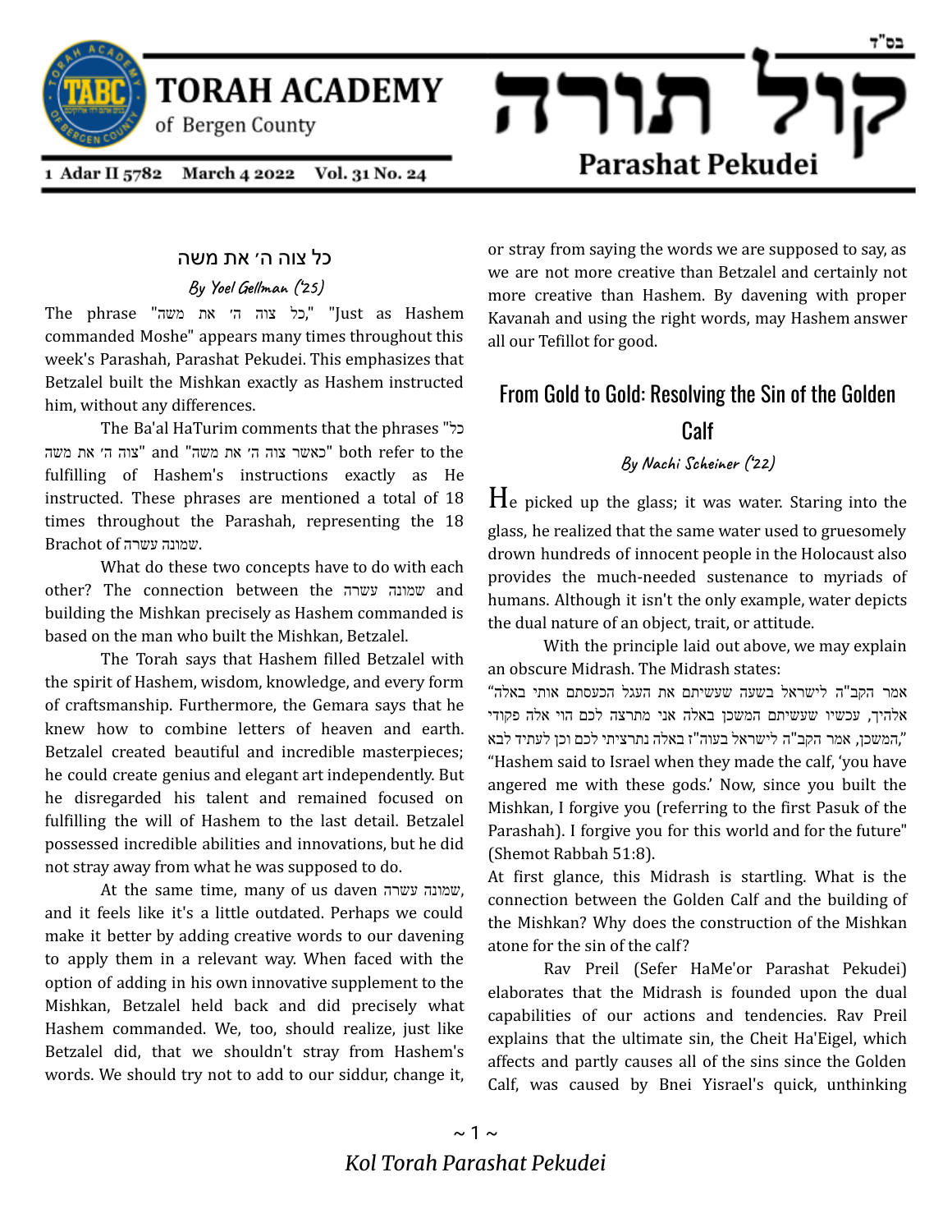בס"ד

# TORAH ACADEMY of Bergen County

# קול תורה

## Parashat Pekudei

1 Adar II 5782 March 4 2022 Vol. 31 No. 24

## כל צוה ה׳ את משה

*By Yoel Gellman ('25)*

The phrase "כל צוה ה׳ את משה," "Just as Hashem commanded Moshe" appears many times throughout this week's Parashah, Parashat Pekudei. This emphasizes that Betzalel built the Mishkan exactly as Hashem instructed him, without any differences.

The Ba'al HaTurim comments that the phrases "כל צוה ה׳ את משה" and "כאשר צוה ה׳ את משה" both refer to the fulfilling of Hashem's instructions exactly as He instructed. These phrases are mentioned a total of 18 times throughout the Parashah, representing the 18 Brachot of שמונה עשרה.

What do these two concepts have to do with each other? The connection between the שמונה עשרה and building the Mishkan precisely as Hashem commanded is based on the man who built the Mishkan, Betzalel.

The Torah says that Hashem filled Betzalel with the spirit of Hashem, wisdom, knowledge, and every form of craftsmanship. Furthermore, the Gemara says that he knew how to combine letters of heaven and earth. Betzalel created beautiful and incredible masterpieces; he could create genius and elegant art independently. But he disregarded his talent and remained focused on fulfilling the will of Hashem to the last detail. Betzalel possessed incredible abilities and innovations, but he did not stray away from what he was supposed to do.

At the same time, many of us daven שמונה עשרה, and it feels like it's a little outdated. Perhaps we could make it better by adding creative words to our davening to apply them in a relevant way. When faced with the option of adding in his own innovative supplement to the Mishkan, Betzalel held back and did precisely what Hashem commanded. We, too, should realize, just like Betzalel did, that we shouldn't stray from Hashem's words. We should try not to add to our siddur, change it, or stray from saying the words we are supposed to say, as we are not more creative than Betzalel and certainly not more creative than Hashem. By davening with proper Kavanah and using the right words, may Hashem answer all our Tefillot for good.

## From Gold to Gold: Resolving the Sin of the Golden Calf

*By Nachi Scheiner ('22)*

He picked up the glass; it was water. Staring into the glass, he realized that the same water used to gruesomely drown hundreds of innocent people in the Holocaust also provides the much-needed sustenance to myriads of humans. Although it isn't the only example, water depicts the dual nature of an object, trait, or attitude.

With the principle laid out above, we may explain an obscure Midrash. The Midrash states:
"אמר הקב"ה לישראל בשעה שעשיתם את העגל הכעסתם אותי באלה אלהיך, עכשיו שעשיתם המשכן באלה אני מתרצה לכם הוי אלה פקודי המשכן, אמר הקב"ה לישראל בעוה"ז באלה נתרציתי לכם וכן לעתיד לבא," "Hashem said to Israel when they made the calf, 'you have angered me with these gods.' Now, since you built the Mishkan, I forgive you (referring to the first Pasuk of the Parashah). I forgive you for this world and for the future" (Shemot Rabbah 51:8).

At first glance, this Midrash is startling. What is the connection between the Golden Calf and the building of the Mishkan? Why does the construction of the Mishkan atone for the sin of the calf?

Rav Preil (Sefer HaMe'or Parashat Pekudei) elaborates that the Midrash is founded upon the dual capabilities of our actions and tendencies. Rav Preil explains that the ultimate sin, the Cheit Ha'Eigel, which affects and partly causes all of the sins since the Golden Calf, was caused by Bnei Yisrael's quick, unthinking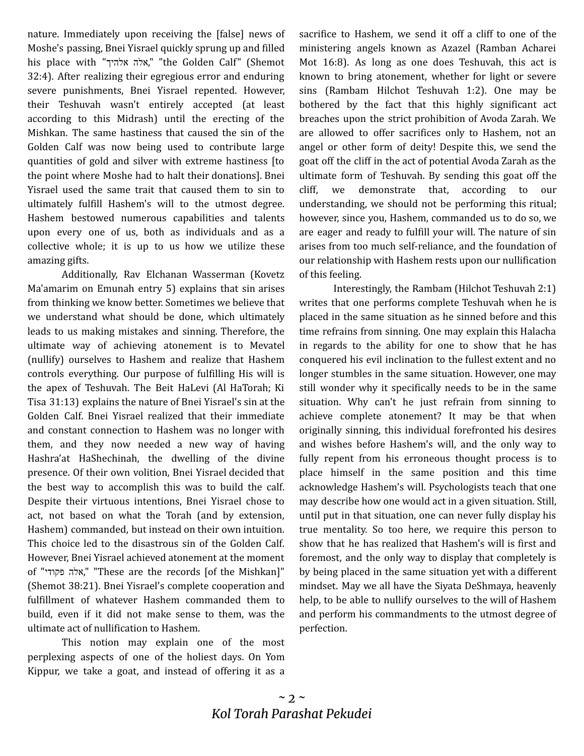nature. Immediately upon receiving the [false] news of Moshe's passing, Bnei Yisrael quickly sprung up and filled his place with "אלה אלהיך," "the Golden Calf" (Shemot 32:4). After realizing their egregious error and enduring severe punishments, Bnei Yisrael repented. However, their Teshuvah wasn't entirely accepted (at least according to this Midrash) until the erecting of the Mishkan. The same hastiness that caused the sin of the Golden Calf was now being used to contribute large quantities of gold and silver with extreme hastiness [to the point where Moshe had to halt their donations]. Bnei Yisrael used the same trait that caused them to sin to ultimately fulfill Hashem's will to the utmost degree. Hashem bestowed numerous capabilities and talents upon every one of us, both as individuals and as a collective whole; it is up to us how we utilize these amazing gifts.

Additionally, Rav Elchanan Wasserman (Kovetz Ma'amarim on Emunah entry 5) explains that sin arises from thinking we know better. Sometimes we believe that we understand what should be done, which ultimately leads to us making mistakes and sinning. Therefore, the ultimate way of achieving atonement is to Mevatel (nullify) ourselves to Hashem and realize that Hashem controls everything. Our purpose of fulfilling His will is the apex of Teshuvah. The Beit HaLevi (Al HaTorah; Ki Tisa 31:13) explains the nature of Bnei Yisrael's sin at the Golden Calf. Bnei Yisrael realized that their immediate and constant connection to Hashem was no longer with them, and they now needed a new way of having Hashra'at HaShechinah, the dwelling of the divine presence. Of their own volition, Bnei Yisrael decided that the best way to accomplish this was to build the calf. Despite their virtuous intentions, Bnei Yisrael chose to act, not based on what the Torah (and by extension, Hashem) commanded, but instead on their own intuition. This choice led to the disastrous sin of the Golden Calf. However, Bnei Yisrael achieved atonement at the moment of "אלה פקודי," "These are the records [of the Mishkan]" (Shemot 38:21). Bnei Yisrael's complete cooperation and fulfillment of whatever Hashem commanded them to build, even if it did not make sense to them, was the ultimate act of nullification to Hashem.

This notion may explain one of the most perplexing aspects of one of the holiest days. On Yom Kippur, we take a goat, and instead of offering it as a sacrifice to Hashem, we send it off a cliff to one of the ministering angels known as Azazel (Ramban Acharei Mot 16:8). As long as one does Teshuvah, this act is known to bring atonement, whether for light or severe sins (Rambam Hilchot Teshuvah 1:2). One may be bothered by the fact that this highly significant act breaches upon the strict prohibition of Avoda Zarah. We are allowed to offer sacrifices only to Hashem, not an angel or other form of deity! Despite this, we send the goat off the cliff in the act of potential Avoda Zarah as the ultimate form of Teshuvah. By sending this goat off the cliff, we demonstrate that, according to our understanding, we should not be performing this ritual; however, since you, Hashem, commanded us to do so, we are eager and ready to fulfill your will. The nature of sin arises from too much self-reliance, and the foundation of our relationship with Hashem rests upon our nullification of this feeling.

Interestingly, the Rambam (Hilchot Teshuvah 2:1) writes that one performs complete Teshuvah when he is placed in the same situation as he sinned before and this time refrains from sinning. One may explain this Halacha in regards to the ability for one to show that he has conquered his evil inclination to the fullest extent and no longer stumbles in the same situation. However, one may still wonder why it specifically needs to be in the same situation. Why can't he just refrain from sinning to achieve complete atonement? It may be that when originally sinning, this individual forefronted his desires and wishes before Hashem's will, and the only way to fully repent from his erroneous thought process is to place himself in the same position and this time acknowledge Hashem's will. Psychologists teach that one may describe how one would act in a given situation. Still, until put in that situation, one can never fully display his true mentality. So too here, we require this person to show that he has realized that Hashem's will is first and foremost, and the only way to display that completely is by being placed in the same situation yet with a different mindset. May we all have the Siyata DeShmaya, heavenly help, to be able to nullify ourselves to the will of Hashem and perform his commandments to the utmost degree of perfection.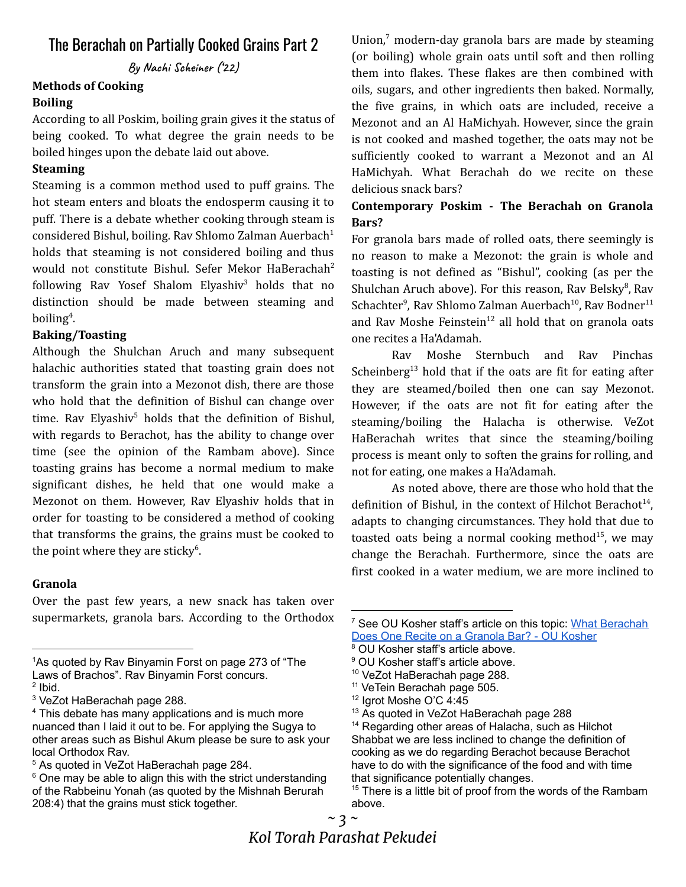# The Berachah on Partially Cooked Grains Part 2

*By Nachi Scheiner ('22)*

**Methods of Cooking**

**Boiling**

According to all Poskim, boiling grain gives it the status of being cooked. To what degree the grain needs to be boiled hinges upon the debate laid out above.

**Steaming**

Steaming is a common method used to puff grains. The hot steam enters and bloats the endosperm causing it to puff. There is a debate whether cooking through steam is considered Bishul, boiling. Rav Shlomo Zalman Auerbach[1] holds that steaming is not considered boiling and thus would not constitute Bishul. Sefer Mekor HaBerachah[2] following Rav Yosef Shalom Elyashiv[3] holds that no distinction should be made between steaming and boiling[4].

**Baking/Toasting**

Although the Shulchan Aruch and many subsequent halachic authorities stated that toasting grain does not transform the grain into a Mezonot dish, there are those who hold that the definition of Bishul can change over time. Rav Elyashiv[5] holds that the definition of Bishul, with regards to Berachot, has the ability to change over time (see the opinion of the Rambam above). Since toasting grains has become a normal medium to make significant dishes, he held that one would make a Mezonot on them. However, Rav Elyashiv holds that in order for toasting to be considered a method of cooking that transforms the grains, the grains must be cooked to the point where they are sticky[6].

**Granola**

Over the past few years, a new snack has taken over supermarkets, granola bars. According to the Orthodox Union,[7] modern-day granola bars are made by steaming (or boiling) whole grain oats until soft and then rolling them into flakes. These flakes are then combined with oils, sugars, and other ingredients then baked. Normally, the five grains, in which oats are included, receive a Mezonot and an Al HaMichyah. However, since the grain is not cooked and mashed together, the oats may not be sufficiently cooked to warrant a Mezonot and an Al HaMichyah. What Berachah do we recite on these delicious snack bars?

**Contemporary Poskim - The Berachah on Granola Bars?**

For granola bars made of rolled oats, there seemingly is no reason to make a Mezonot: the grain is whole and toasting is not defined as "Bishul", cooking (as per the Shulchan Aruch above). For this reason, Rav Belsky[8], Rav Schachter[9], Rav Shlomo Zalman Auerbach[10], Rav Bodner[11] and Rav Moshe Feinstein[12] all hold that on granola oats one recites a Ha'Adamah.

Rav Moshe Sternbuch and Rav Pinchas Scheinberg[13] hold that if the oats are fit for eating after they are steamed/boiled then one can say Mezonot. However, if the oats are not fit for eating after the steaming/boiling the Halacha is otherwise. VeZot HaBerachah writes that since the steaming/boiling process is meant only to soften the grains for rolling, and not for eating, one makes a Ha'Adamah.

As noted above, there are those who hold that the definition of Bishul, in the context of Hilchot Berachot[14], adapts to changing circumstances. They hold that due to toasted oats being a normal cooking method[15], we may change the Berachah. Furthermore, since the oats are first cooked in a water medium, we are more inclined to

---

[1] As quoted by Rav Binyamin Forst on page 273 of "The Laws of Brachos". Rav Binyamin Forst concurs.

[2] Ibid.

[3] VeZot HaBerachah page 288.

[4] This debate has many applications and is much more nuanced than I laid it out to be. For applying the Sugya to other areas such as Bishul Akum please be sure to ask your local Orthodox Rav.

[5] As quoted in VeZot HaBerachah page 284.

[6] One may be able to align this with the strict understanding of the Rabbeinu Yonah (as quoted by the Mishnah Berurah 208:4) that the grains must stick together.

[7] See OU Kosher staff's article on this topic: [What Berachah Does One Recite on a Granola Bar? - OU Kosher]

[8] OU Kosher staff's article above.

[9] OU Kosher staff's article above.

[10] VeZot HaBerachah page 288.

[11] VeTein Berachah page 505.

[12] Igrot Moshe O'C 4:45

[13] As quoted in VeZot HaBerachah page 288

[14] Regarding other areas of Halacha, such as Hilchot Shabbat we are less inclined to change the definition of cooking as we do regarding Berachot because Berachot have to do with the significance of the food and with time that significance potentially changes.

[15] There is a little bit of proof from the words of the Rambam above.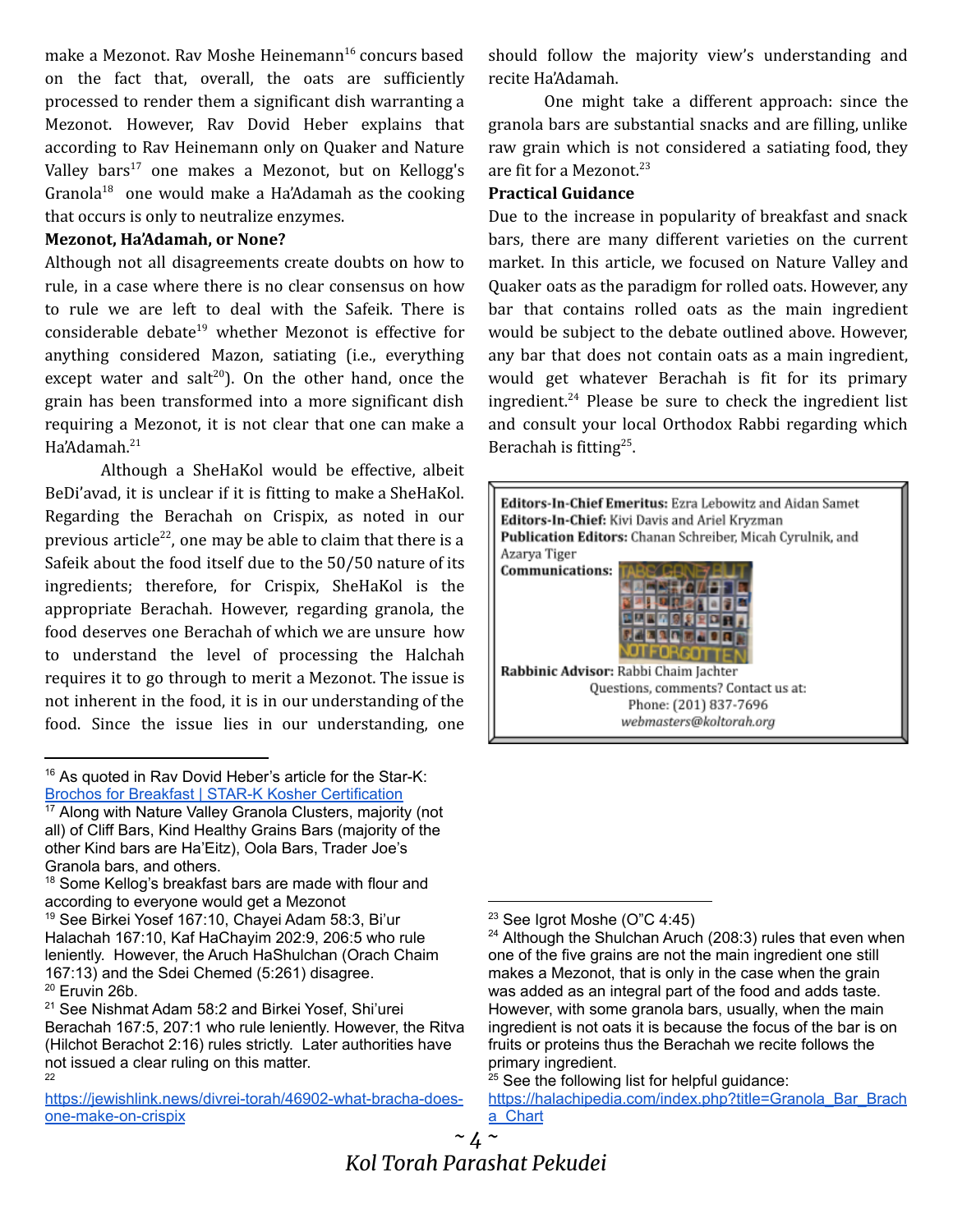make a Mezonot. Rav Moshe Heinemann[16] concurs based on the fact that, overall, the oats are sufficiently processed to render them a significant dish warranting a Mezonot. However, Rav Dovid Heber explains that according to Rav Heinemann only on Quaker and Nature Valley bars[17] one makes a Mezonot, but on Kellogg's Granola[18] one would make a Ha'Adamah as the cooking that occurs is only to neutralize enzymes.

**Mezonot, Ha'Adamah, or None?**

Although not all disagreements create doubts on how to rule, in a case where there is no clear consensus on how to rule we are left to deal with the Safeik. There is considerable debate[19] whether Mezonot is effective for anything considered Mazon, satiating (i.e., everything except water and salt[20]). On the other hand, once the grain has been transformed into a more significant dish requiring a Mezonot, it is not clear that one can make a Ha'Adamah.[21]

Although a SheHaKol would be effective, albeit BeDi'avad, it is unclear if it is fitting to make a SheHaKol. Regarding the Berachah on Crispix, as noted in our previous article[22], one may be able to claim that there is a Safeik about the food itself due to the 50/50 nature of its ingredients; therefore, for Crispix, SheHaKol is the appropriate Berachah. However, regarding granola, the food deserves one Berachah of which we are unsure how to understand the level of processing the Halchah requires it to go through to merit a Mezonot. The issue is not inherent in the food, it is in our understanding of the food. Since the issue lies in our understanding, one should follow the majority view's understanding and recite Ha'Adamah.

One might take a different approach: since the granola bars are substantial snacks and are filling, unlike raw grain which is not considered a satiating food, they are fit for a Mezonot.[23]

**Practical Guidance**

Due to the increase in popularity of breakfast and snack bars, there are many different varieties on the current market. In this article, we focused on Nature Valley and Quaker oats as the paradigm for rolled oats. However, any bar that contains rolled oats as the main ingredient would be subject to the debate outlined above. However, any bar that does not contain oats as a main ingredient, would get whatever Berachah is fit for its primary ingredient.[24] Please be sure to check the ingredient list and consult your local Orthodox Rabbi regarding which Berachah is fitting[25].

---

**Editors-In-Chief Emeritus:** Ezra Lebowitz and Aidan Samet
**Editors-In-Chief:** Kivi Davis and Ariel Kryzman
**Publication Editors:** Chanan Schreiber, Micah Cyrulnik, and Azarya Tiger
**Communications:**
**Rabbinic Advisor:** Rabbi Chaim Jachter
Questions, comments? Contact us at:
Phone: (201) 837-7696
*webmasters@koltorah.org*

---

[16] As quoted in Rav Dovid Heber's article for the Star-K: Brochos for Breakfast | STAR-K Kosher Certification

[17] Along with Nature Valley Granola Clusters, majority (not all) of Cliff Bars, Kind Healthy Grains Bars (majority of the other Kind bars are Ha'Eitz), Oola Bars, Trader Joe's Granola bars, and others.

[18] Some Kellog's breakfast bars are made with flour and according to everyone would get a Mezonot

[19] See Birkei Yosef 167:10, Chayei Adam 58:3, Bi'ur Halachah 167:10, Kaf HaChayim 202:9, 206:5 who rule leniently. However, the Aruch HaShulchan (Orach Chaim 167:13) and the Sdei Chemed (5:261) disagree.

[20] Eruvin 26b.

[21] See Nishmat Adam 58:2 and Birkei Yosef, Shi'urei Berachah 167:5, 207:1 who rule leniently. However, the Ritva (Hilchot Berachot 2:16) rules strictly. Later authorities have not issued a clear ruling on this matter.

[22] https://jewishlink.news/divrei-torah/46902-what-bracha-does-one-make-on-crispix

[23] See Igrot Moshe (O"C 4:45)

[24] Although the Shulchan Aruch (208:3) rules that even when one of the five grains are not the main ingredient one still makes a Mezonot, that is only in the case when the grain was added as an integral part of the food and adds taste. However, with some granola bars, usually, when the main ingredient is not oats it is because the focus of the bar is on fruits or proteins thus the Berachah we recite follows the primary ingredient.

[25] See the following list for helpful guidance: https://halachipedia.com/index.php?title=Granola_Bar_Bracha_Chart